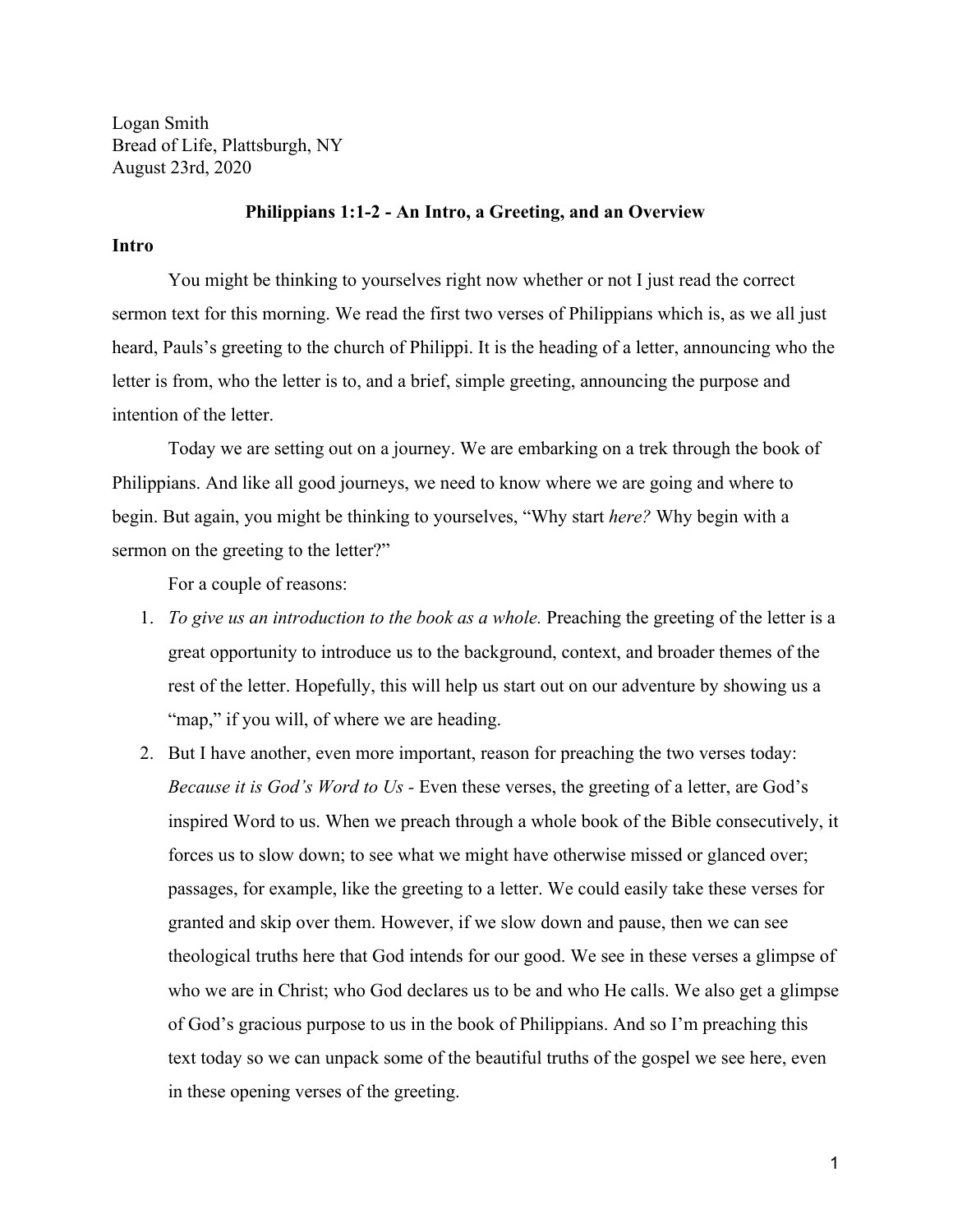Logan Smith
Bread of Life, Plattsburgh, NY
August 23rd, 2020

**Philippians 1:1-2 - An Intro, a Greeting, and an Overview**

**Intro**

You might be thinking to yourselves right now whether or not I just read the correct sermon text for this morning. We read the first two verses of Philippians which is, as we all just heard, Pauls's greeting to the church of Philippi. It is the heading of a letter, announcing who the letter is from, who the letter is to, and a brief, simple greeting, announcing the purpose and intention of the letter.

Today we are setting out on a journey. We are embarking on a trek through the book of Philippians. And like all good journeys, we need to know where we are going and where to begin. But again, you might be thinking to yourselves, "Why start *here?* Why begin with a sermon on the greeting to the letter?"

For a couple of reasons:

1. *To give us an introduction to the book as a whole.* Preaching the greeting of the letter is a great opportunity to introduce us to the background, context, and broader themes of the rest of the letter. Hopefully, this will help us start out on our adventure by showing us a "map," if you will, of where we are heading.
2. But I have another, even more important, reason for preaching the two verses today: *Because it is God's Word to Us* - Even these verses, the greeting of a letter, are God's inspired Word to us. When we preach through a whole book of the Bible consecutively, it forces us to slow down; to see what we might have otherwise missed or glanced over; passages, for example, like the greeting to a letter. We could easily take these verses for granted and skip over them. However, if we slow down and pause, then we can see theological truths here that God intends for our good. We see in these verses a glimpse of who we are in Christ; who God declares us to be and who He calls. We also get a glimpse of God's gracious purpose to us in the book of Philippians. And so I'm preaching this text today so we can unpack some of the beautiful truths of the gospel we see here, even in these opening verses of the greeting.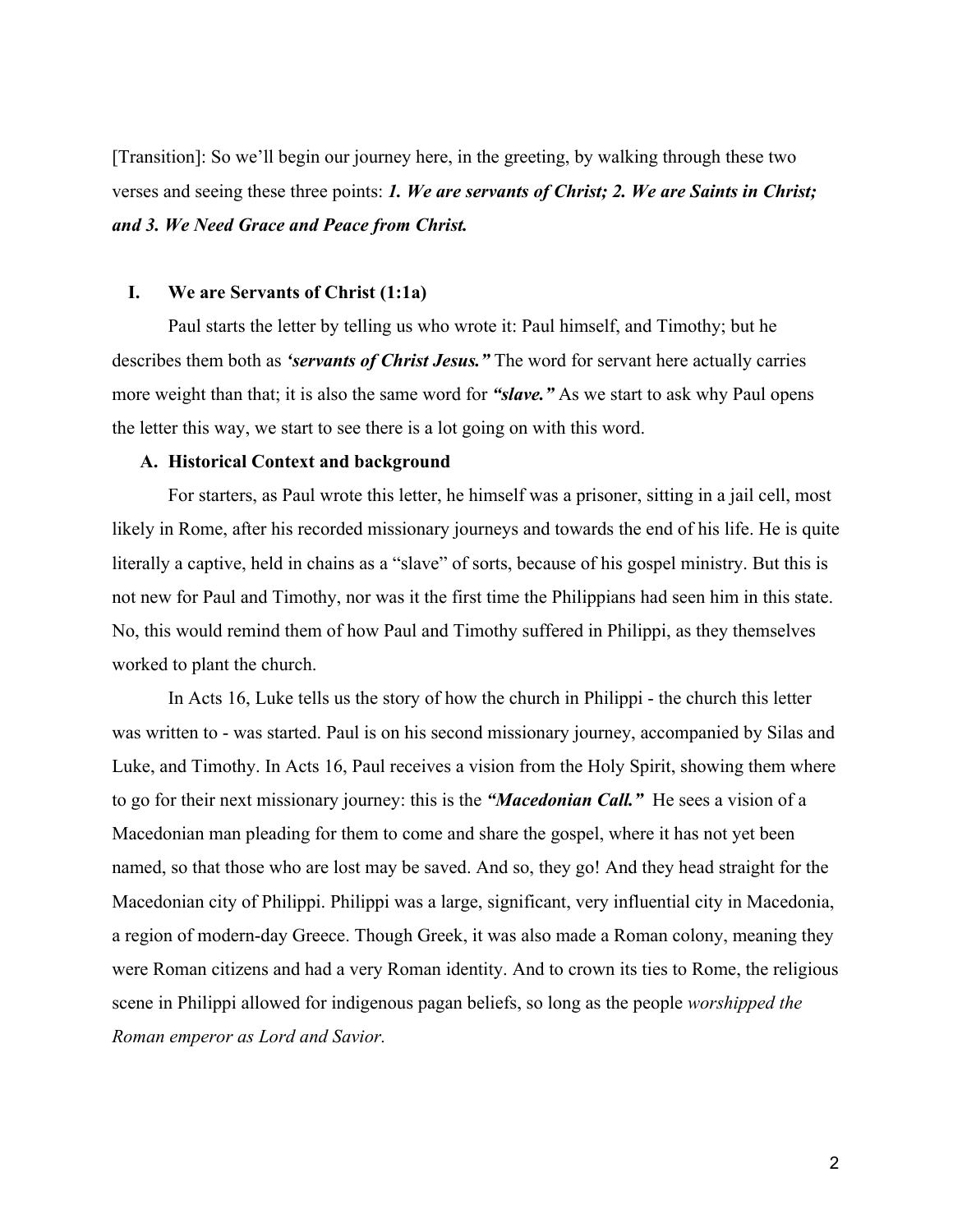[Transition]: So we'll begin our journey here, in the greeting, by walking through these two verses and seeing these three points: ***1. We are servants of Christ; 2. We are Saints in Christ; and 3. We Need Grace and Peace from Christ.***

## I. We are Servants of Christ (1:1a)

Paul starts the letter by telling us who wrote it: Paul himself, and Timothy; but he describes them both as ***'servants of Christ Jesus."*** The word for servant here actually carries more weight than that; it is also the same word for ***"slave."*** As we start to ask why Paul opens the letter this way, we start to see there is a lot going on with this word.

### A. Historical Context and background

For starters, as Paul wrote this letter, he himself was a prisoner, sitting in a jail cell, most likely in Rome, after his recorded missionary journeys and towards the end of his life. He is quite literally a captive, held in chains as a "slave" of sorts, because of his gospel ministry. But this is not new for Paul and Timothy, nor was it the first time the Philippians had seen him in this state. No, this would remind them of how Paul and Timothy suffered in Philippi, as they themselves worked to plant the church.

In Acts 16, Luke tells us the story of how the church in Philippi - the church this letter was written to - was started. Paul is on his second missionary journey, accompanied by Silas and Luke, and Timothy. In Acts 16, Paul receives a vision from the Holy Spirit, showing them where to go for their next missionary journey: this is the ***"Macedonian Call."*** He sees a vision of a Macedonian man pleading for them to come and share the gospel, where it has not yet been named, so that those who are lost may be saved. And so, they go! And they head straight for the Macedonian city of Philippi. Philippi was a large, significant, very influential city in Macedonia, a region of modern-day Greece. Though Greek, it was also made a Roman colony, meaning they were Roman citizens and had a very Roman identity. And to crown its ties to Rome, the religious scene in Philippi allowed for indigenous pagan beliefs, so long as the people *worshipped the Roman emperor as Lord and Savior.*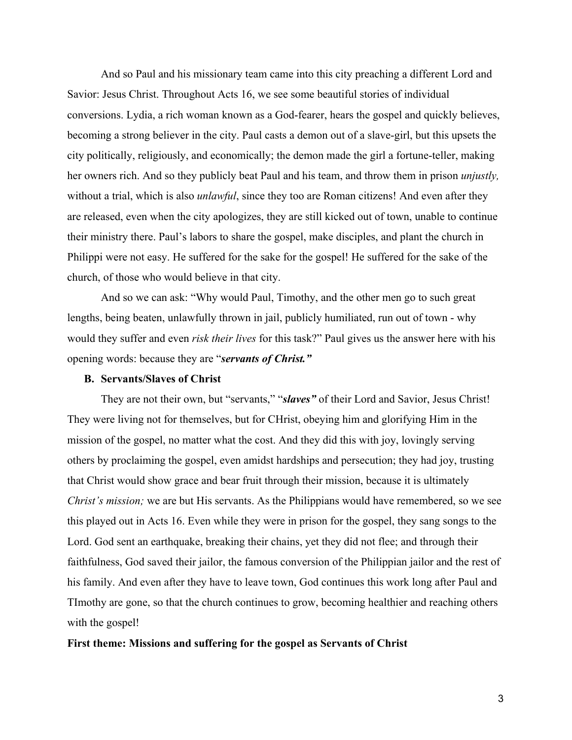And so Paul and his missionary team came into this city preaching a different Lord and Savior: Jesus Christ. Throughout Acts 16, we see some beautiful stories of individual conversions. Lydia, a rich woman known as a God-fearer, hears the gospel and quickly believes, becoming a strong believer in the city. Paul casts a demon out of a slave-girl, but this upsets the city politically, religiously, and economically; the demon made the girl a fortune-teller, making her owners rich. And so they publicly beat Paul and his team, and throw them in prison *unjustly,* without a trial, which is also *unlawful*, since they too are Roman citizens! And even after they are released, even when the city apologizes, they are still kicked out of town, unable to continue their ministry there. Paul's labors to share the gospel, make disciples, and plant the church in Philippi were not easy. He suffered for the sake for the gospel! He suffered for the sake of the church, of those who would believe in that city.

And so we can ask: "Why would Paul, Timothy, and the other men go to such great lengths, being beaten, unlawfully thrown in jail, publicly humiliated, run out of town - why would they suffer and even *risk their lives* for this task?" Paul gives us the answer here with his opening words: because they are "***servants of Christ.***"

**B. Servants/Slaves of Christ**

They are not their own, but "servants," "***slaves***" of their Lord and Savior, Jesus Christ! They were living not for themselves, but for CHrist, obeying him and glorifying Him in the mission of the gospel, no matter what the cost. And they did this with joy, lovingly serving others by proclaiming the gospel, even amidst hardships and persecution; they had joy, trusting that Christ would show grace and bear fruit through their mission, because it is ultimately *Christ's mission;* we are but His servants. As the Philippians would have remembered, so we see this played out in Acts 16. Even while they were in prison for the gospel, they sang songs to the Lord. God sent an earthquake, breaking their chains, yet they did not flee; and through their faithfulness, God saved their jailor, the famous conversion of the Philippian jailor and the rest of his family. And even after they have to leave town, God continues this work long after Paul and TImothy are gone, so that the church continues to grow, becoming healthier and reaching others with the gospel!

**First theme: Missions and suffering for the gospel as Servants of Christ**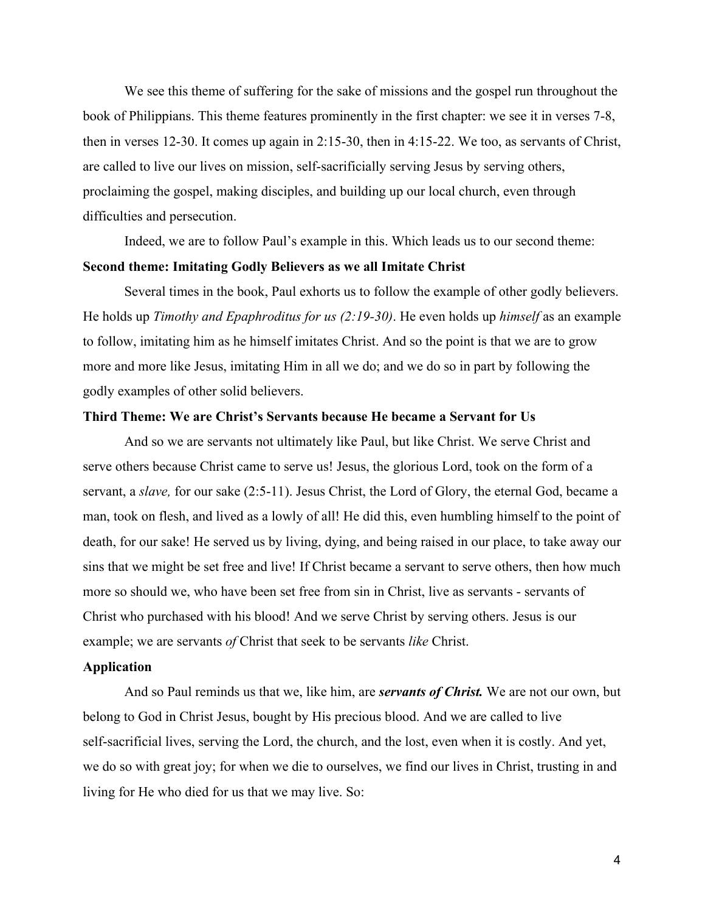We see this theme of suffering for the sake of missions and the gospel run throughout the book of Philippians. This theme features prominently in the first chapter: we see it in verses 7-8, then in verses 12-30. It comes up again in 2:15-30, then in 4:15-22. We too, as servants of Christ, are called to live our lives on mission, self-sacrificially serving Jesus by serving others, proclaiming the gospel, making disciples, and building up our local church, even through difficulties and persecution.

Indeed, we are to follow Paul's example in this. Which leads us to our second theme:

**Second theme: Imitating Godly Believers as we all Imitate Christ**

Several times in the book, Paul exhorts us to follow the example of other godly believers. He holds up *Timothy and Epaphroditus for us (2:19-30)*. He even holds up *himself* as an example to follow, imitating him as he himself imitates Christ. And so the point is that we are to grow more and more like Jesus, imitating Him in all we do; and we do so in part by following the godly examples of other solid believers.

**Third Theme: We are Christ's Servants because He became a Servant for Us**

And so we are servants not ultimately like Paul, but like Christ. We serve Christ and serve others because Christ came to serve us! Jesus, the glorious Lord, took on the form of a servant, a *slave,* for our sake (2:5-11). Jesus Christ, the Lord of Glory, the eternal God, became a man, took on flesh, and lived as a lowly of all! He did this, even humbling himself to the point of death, for our sake! He served us by living, dying, and being raised in our place, to take away our sins that we might be set free and live! If Christ became a servant to serve others, then how much more so should we, who have been set free from sin in Christ, live as servants - servants of Christ who purchased with his blood! And we serve Christ by serving others. Jesus is our example; we are servants *of* Christ that seek to be servants *like* Christ.

**Application**

And so Paul reminds us that we, like him, are ***servants of Christ.*** We are not our own, but belong to God in Christ Jesus, bought by His precious blood. And we are called to live self-sacrificial lives, serving the Lord, the church, and the lost, even when it is costly. And yet, we do so with great joy; for when we die to ourselves, we find our lives in Christ, trusting in and living for He who died for us that we may live. So: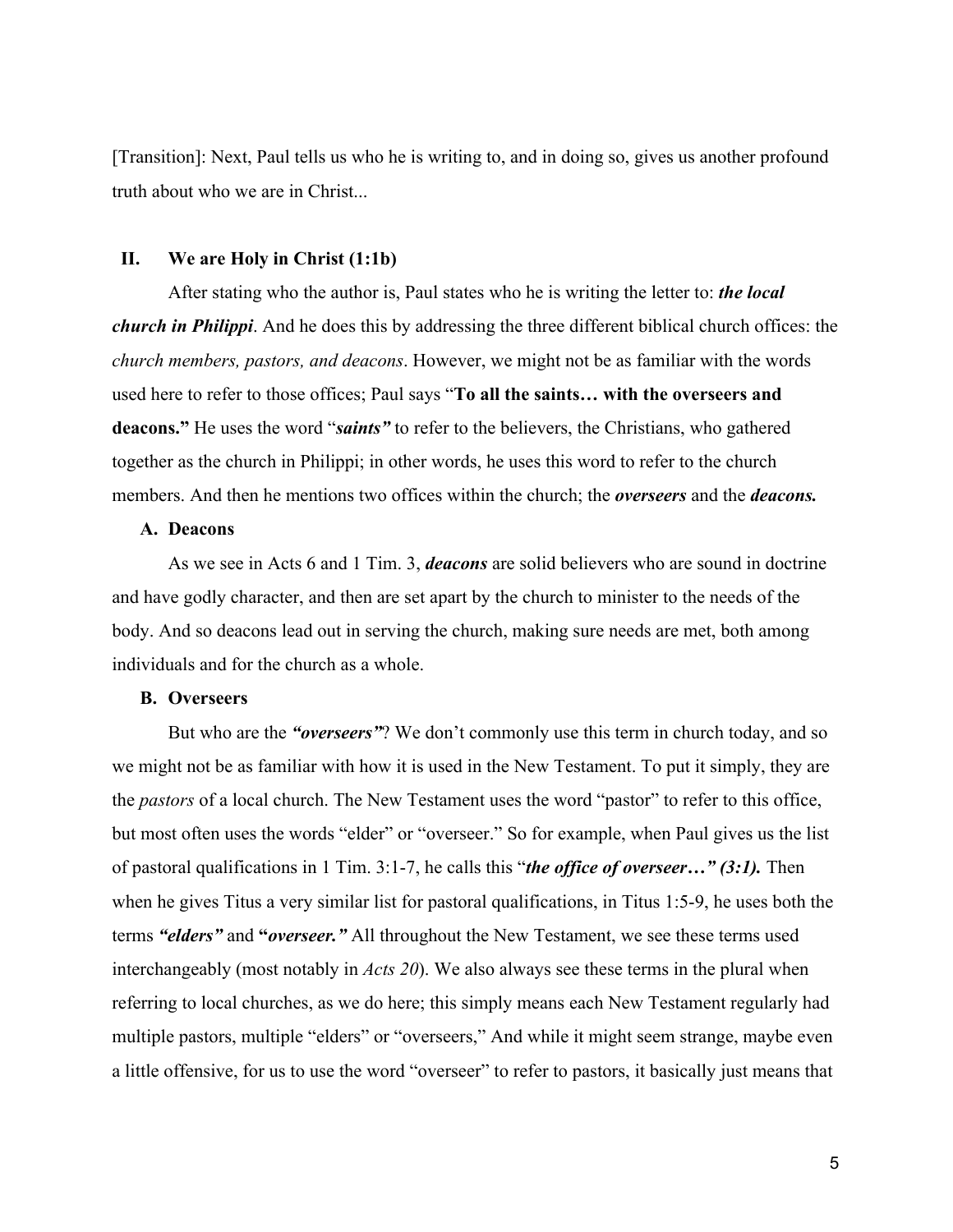[Transition]: Next, Paul tells us who he is writing to, and in doing so, gives us another profound truth about who we are in Christ...

## II. We are Holy in Christ (1:1b)

After stating who the author is, Paul states who he is writing the letter to: ***the local church in Philippi***. And he does this by addressing the three different biblical church offices: the *church members, pastors, and deacons*. However, we might not be as familiar with the words used here to refer to those offices; Paul says "**To all the saints… with the overseers and deacons.**" He uses the word "***saints"*** to refer to the believers, the Christians, who gathered together as the church in Philippi; in other words, he uses this word to refer to the church members. And then he mentions two offices within the church; the ***overseers*** and the ***deacons.***

### A. Deacons

As we see in Acts 6 and 1 Tim. 3, ***deacons*** are solid believers who are sound in doctrine and have godly character, and then are set apart by the church to minister to the needs of the body. And so deacons lead out in serving the church, making sure needs are met, both among individuals and for the church as a whole.

### B. Overseers

But who are the ***"overseers"***? We don't commonly use this term in church today, and so we might not be as familiar with how it is used in the New Testament. To put it simply, they are the *pastors* of a local church. The New Testament uses the word "pastor" to refer to this office, but most often uses the words "elder" or "overseer." So for example, when Paul gives us the list of pastoral qualifications in 1 Tim. 3:1-7, he calls this "***the office of overseer…" (3:1).*** Then when he gives Titus a very similar list for pastoral qualifications, in Titus 1:5-9, he uses both the terms ***"elders"*** and **"*overseer."*** All throughout the New Testament, we see these terms used interchangeably (most notably in *Acts 20*). We also always see these terms in the plural when referring to local churches, as we do here; this simply means each New Testament regularly had multiple pastors, multiple "elders" or "overseers," And while it might seem strange, maybe even a little offensive, for us to use the word "overseer" to refer to pastors, it basically just means that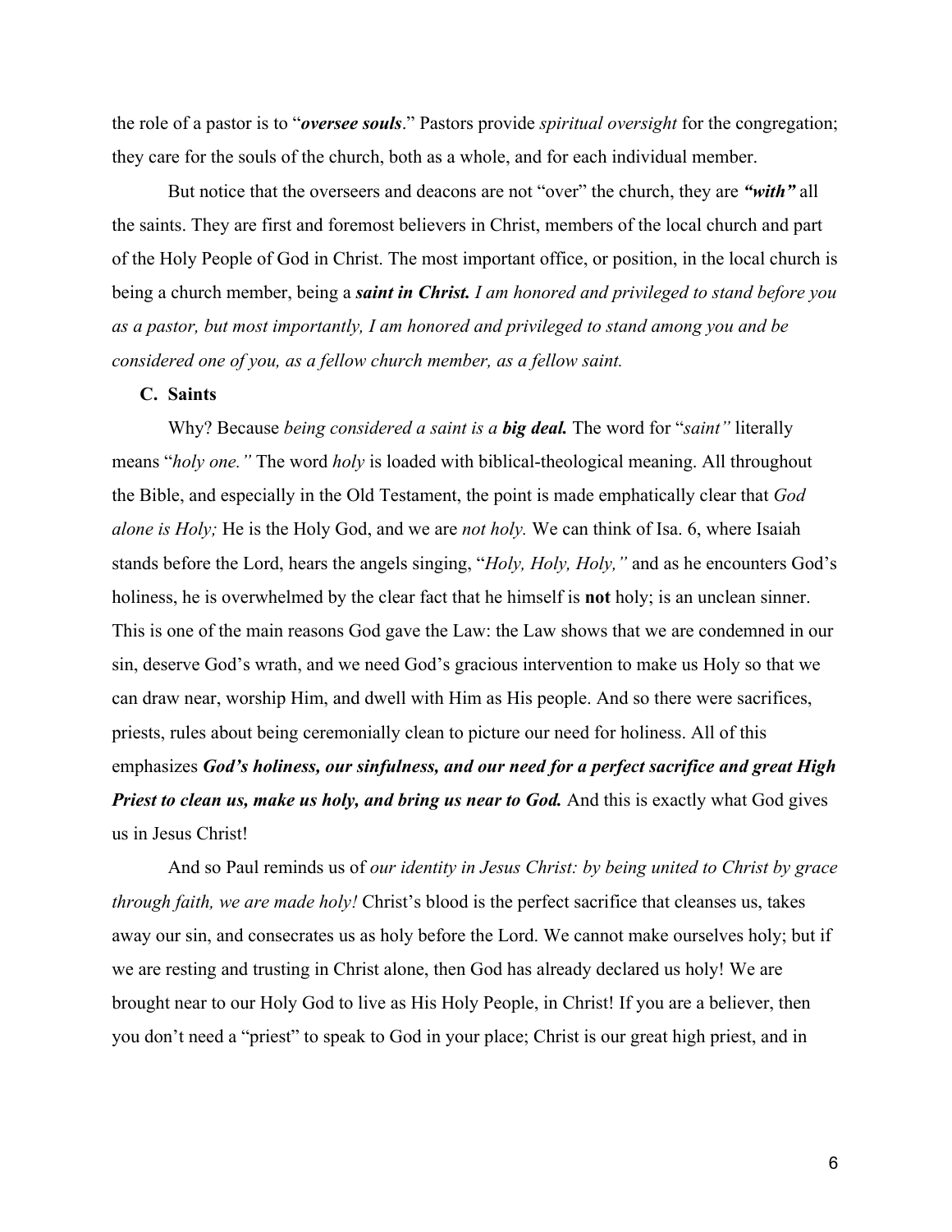the role of a pastor is to "***oversee souls***." Pastors provide *spiritual oversight* for the congregation; they care for the souls of the church, both as a whole, and for each individual member.

But notice that the overseers and deacons are not "over" the church, they are ***"with"*** all the saints. They are first and foremost believers in Christ, members of the local church and part of the Holy People of God in Christ. The most important office, or position, in the local church is being a church member, being a ***saint in Christ.*** *I am honored and privileged to stand before you as a pastor, but most importantly, I am honored and privileged to stand among you and be considered one of you, as a fellow church member, as a fellow saint.*

**C. Saints**

Why? Because *being considered a saint is a* ***big deal.*** The word for "*saint"* literally means "*holy one."* The word *holy* is loaded with biblical-theological meaning. All throughout the Bible, and especially in the Old Testament, the point is made emphatically clear that *God alone is Holy;* He is the Holy God, and we are *not holy.* We can think of Isa. 6, where Isaiah stands before the Lord, hears the angels singing, "*Holy, Holy, Holy,"* and as he encounters God's holiness, he is overwhelmed by the clear fact that he himself is **not** holy; is an unclean sinner. This is one of the main reasons God gave the Law: the Law shows that we are condemned in our sin, deserve God's wrath, and we need God's gracious intervention to make us Holy so that we can draw near, worship Him, and dwell with Him as His people. And so there were sacrifices, priests, rules about being ceremonially clean to picture our need for holiness. All of this emphasizes ***God's holiness, our sinfulness, and our need for a perfect sacrifice and great High Priest to clean us, make us holy, and bring us near to God.*** And this is exactly what God gives us in Jesus Christ!

And so Paul reminds us of *our identity in Jesus Christ: by being united to Christ by grace through faith, we are made holy!* Christ's blood is the perfect sacrifice that cleanses us, takes away our sin, and consecrates us as holy before the Lord. We cannot make ourselves holy; but if we are resting and trusting in Christ alone, then God has already declared us holy! We are brought near to our Holy God to live as His Holy People, in Christ! If you are a believer, then you don't need a "priest" to speak to God in your place; Christ is our great high priest, and in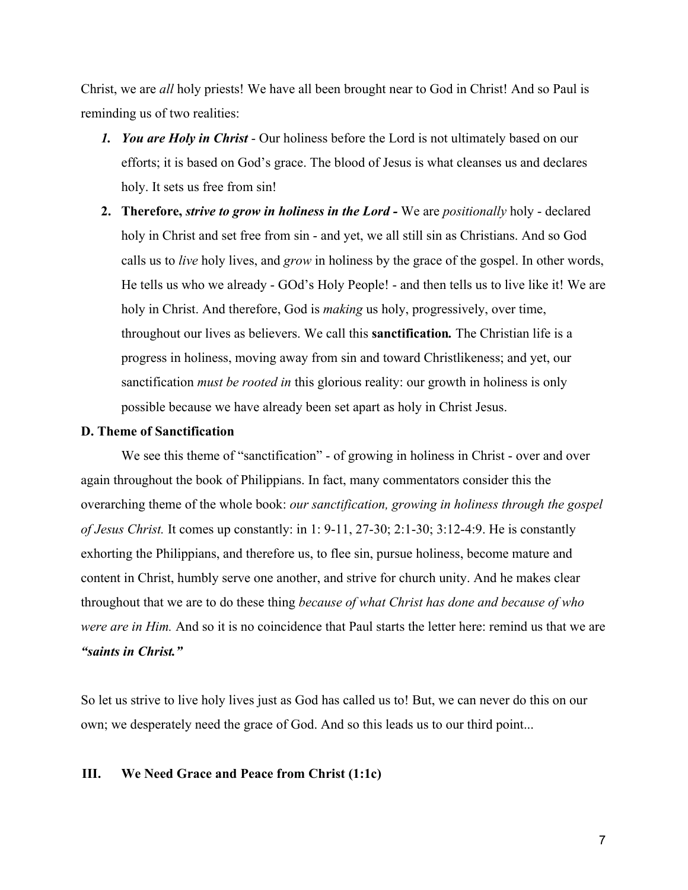Christ, we are *all* holy priests! We have all been brought near to God in Christ! And so Paul is reminding us of two realities:

1. ***You are Holy in Christ*** - Our holiness before the Lord is not ultimately based on our efforts; it is based on God's grace. The blood of Jesus is what cleanses us and declares holy. It sets us free from sin!
2. **Therefore, *strive to grow in holiness in the Lord* -** We are *positionally* holy - declared holy in Christ and set free from sin - and yet, we all still sin as Christians. And so God calls us to *live* holy lives, and *grow* in holiness by the grace of the gospel. In other words, He tells us who we already - GOd's Holy People! - and then tells us to live like it! We are holy in Christ. And therefore, God is *making* us holy, progressively, over time, throughout our lives as believers. We call this **sanctification.** The Christian life is a progress in holiness, moving away from sin and toward Christlikeness; and yet, our sanctification *must be rooted in* this glorious reality: our growth in holiness is only possible because we have already been set apart as holy in Christ Jesus.

**D. Theme of Sanctification**

We see this theme of "sanctification" - of growing in holiness in Christ - over and over again throughout the book of Philippians. In fact, many commentators consider this the overarching theme of the whole book: *our sanctification, growing in holiness through the gospel of Jesus Christ.* It comes up constantly: in 1: 9-11, 27-30; 2:1-30; 3:12-4:9. He is constantly exhorting the Philippians, and therefore us, to flee sin, pursue holiness, become mature and content in Christ, humbly serve one another, and strive for church unity. And he makes clear throughout that we are to do these thing *because of what Christ has done and because of who were are in Him.* And so it is no coincidence that Paul starts the letter here: remind us that we are ***"saints in Christ."***

So let us strive to live holy lives just as God has called us to! But, we can never do this on our own; we desperately need the grace of God. And so this leads us to our third point...

## III. We Need Grace and Peace from Christ (1:1c)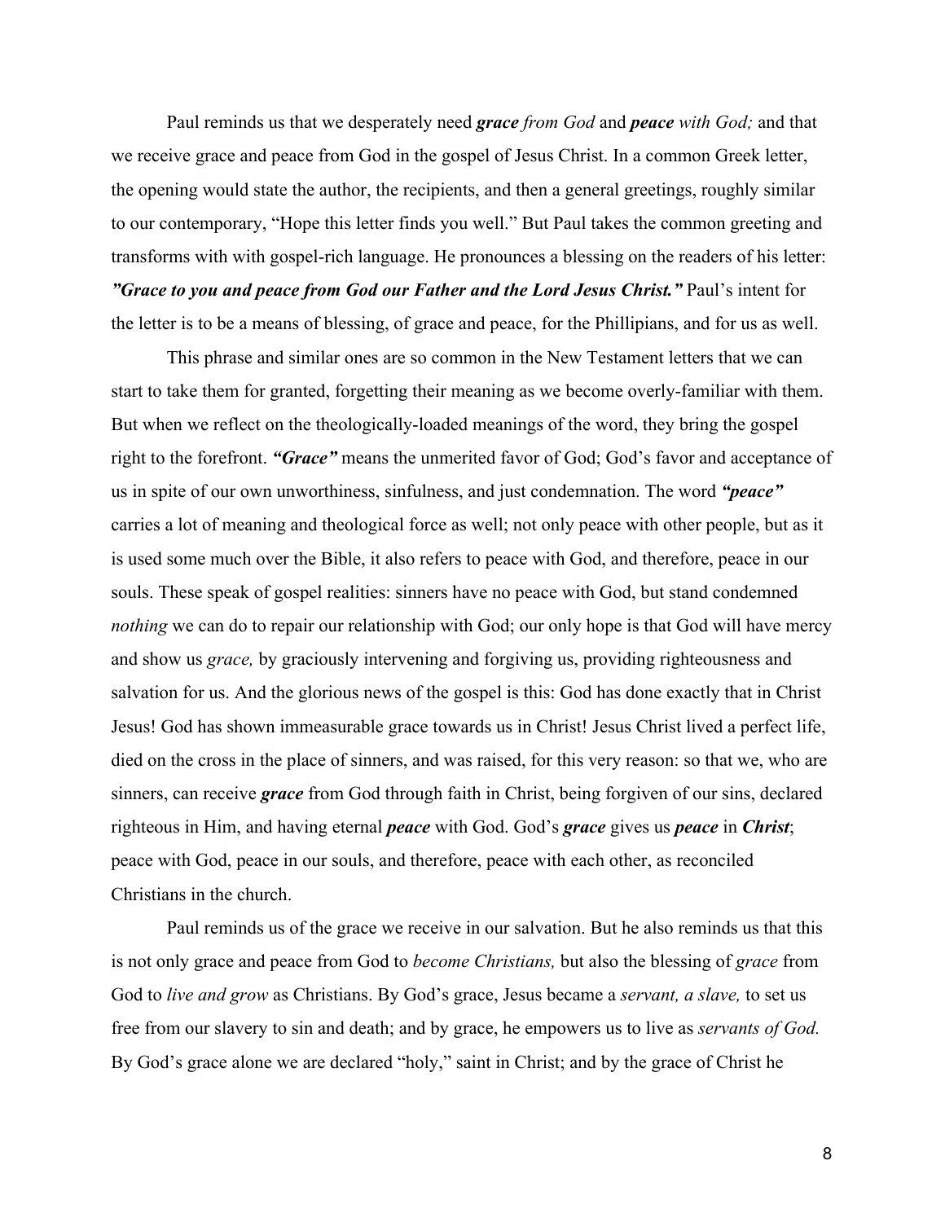Paul reminds us that we desperately need ***grace*** *from God* and ***peace*** *with God;* and that we receive grace and peace from God in the gospel of Jesus Christ. In a common Greek letter, the opening would state the author, the recipients, and then a general greetings, roughly similar to our contemporary, "Hope this letter finds you well." But Paul takes the common greeting and transforms with with gospel-rich language. He pronounces a blessing on the readers of his letter: ***"Grace to you and peace from God our Father and the Lord Jesus Christ."*** Paul's intent for the letter is to be a means of blessing, of grace and peace, for the Phillipians, and for us as well.

This phrase and similar ones are so common in the New Testament letters that we can start to take them for granted, forgetting their meaning as we become overly-familiar with them. But when we reflect on the theologically-loaded meanings of the word, they bring the gospel right to the forefront. ***"Grace"*** means the unmerited favor of God; God's favor and acceptance of us in spite of our own unworthiness, sinfulness, and just condemnation. The word ***"peace"*** carries a lot of meaning and theological force as well; not only peace with other people, but as it is used some much over the Bible, it also refers to peace with God, and therefore, peace in our souls. These speak of gospel realities: sinners have no peace with God, but stand condemned *nothing* we can do to repair our relationship with God; our only hope is that God will have mercy and show us *grace,* by graciously intervening and forgiving us, providing righteousness and salvation for us. And the glorious news of the gospel is this: God has done exactly that in Christ Jesus! God has shown immeasurable grace towards us in Christ! Jesus Christ lived a perfect life, died on the cross in the place of sinners, and was raised, for this very reason: so that we, who are sinners, can receive ***grace*** from God through faith in Christ, being forgiven of our sins, declared righteous in Him, and having eternal ***peace*** with God. God's ***grace*** gives us ***peace*** in ***Christ***; peace with God, peace in our souls, and therefore, peace with each other, as reconciled Christians in the church.

Paul reminds us of the grace we receive in our salvation. But he also reminds us that this is not only grace and peace from God to *become Christians,* but also the blessing of *grace* from God to *live and grow* as Christians. By God's grace, Jesus became a *servant, a slave,* to set us free from our slavery to sin and death; and by grace, he empowers us to live as *servants of God.* By God's grace alone we are declared "holy," saint in Christ; and by the grace of Christ he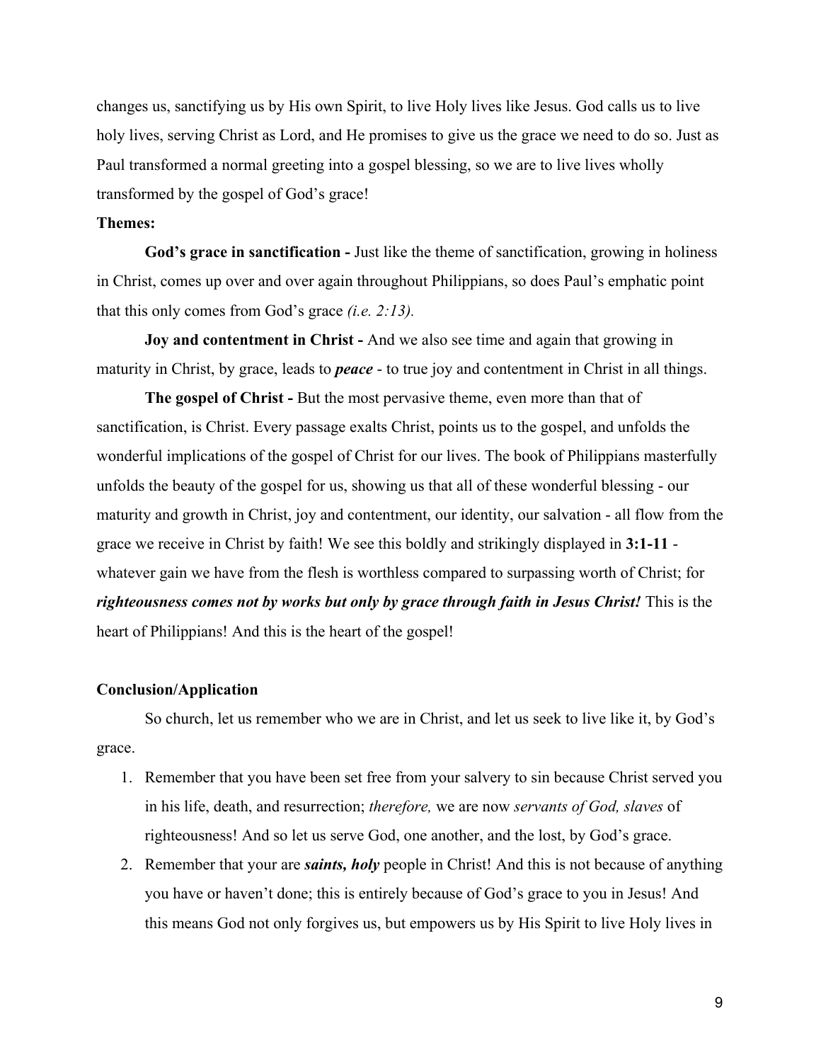changes us, sanctifying us by His own Spirit, to live Holy lives like Jesus. God calls us to live holy lives, serving Christ as Lord, and He promises to give us the grace we need to do so. Just as Paul transformed a normal greeting into a gospel blessing, so we are to live lives wholly transformed by the gospel of God's grace!

**Themes:**

**God's grace in sanctification -** Just like the theme of sanctification, growing in holiness in Christ, comes up over and over again throughout Philippians, so does Paul's emphatic point that this only comes from God's grace *(i.e. 2:13).*

**Joy and contentment in Christ -** And we also see time and again that growing in maturity in Christ, by grace, leads to ***peace*** - to true joy and contentment in Christ in all things.

**The gospel of Christ -** But the most pervasive theme, even more than that of sanctification, is Christ. Every passage exalts Christ, points us to the gospel, and unfolds the wonderful implications of the gospel of Christ for our lives. The book of Philippians masterfully unfolds the beauty of the gospel for us, showing us that all of these wonderful blessing - our maturity and growth in Christ, joy and contentment, our identity, our salvation - all flow from the grace we receive in Christ by faith! We see this boldly and strikingly displayed in **3:1-11** - whatever gain we have from the flesh is worthless compared to surpassing worth of Christ; for ***righteousness comes not by works but only by grace through faith in Jesus Christ!*** This is the heart of Philippians! And this is the heart of the gospel!

**Conclusion/Application**

So church, let us remember who we are in Christ, and let us seek to live like it, by God's grace.

1. Remember that you have been set free from your salvery to sin because Christ served you in his life, death, and resurrection; *therefore,* we are now *servants of God, slaves* of righteousness! And so let us serve God, one another, and the lost, by God's grace.
2. Remember that your are ***saints, holy*** people in Christ! And this is not because of anything you have or haven't done; this is entirely because of God's grace to you in Jesus! And this means God not only forgives us, but empowers us by His Spirit to live Holy lives in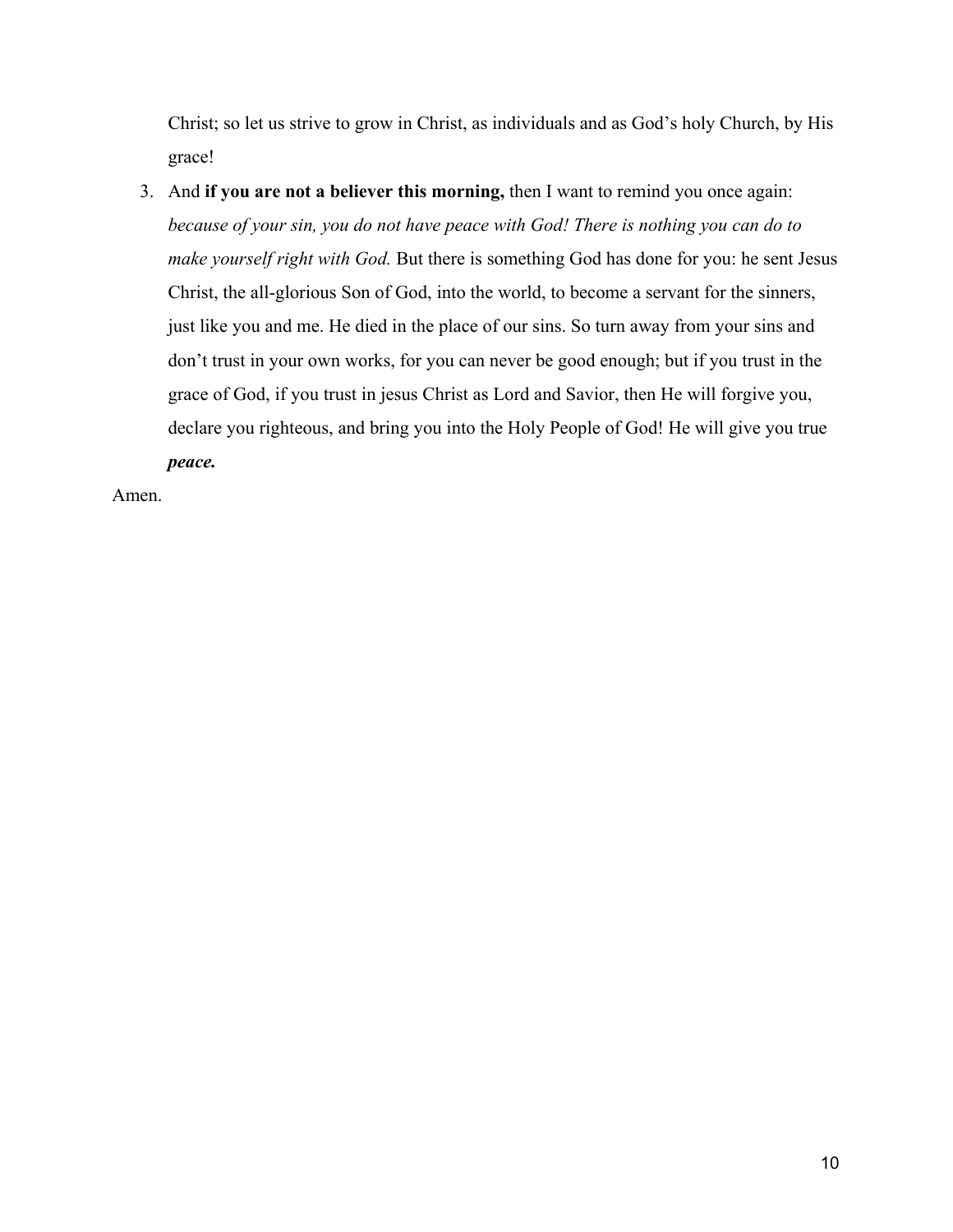Christ; so let us strive to grow in Christ, as individuals and as God's holy Church, by His grace!

3. And **if you are not a believer this morning,** then I want to remind you once again: *because of your sin, you do not have peace with God! There is nothing you can do to make yourself right with God.* But there is something God has done for you: he sent Jesus Christ, the all-glorious Son of God, into the world, to become a servant for the sinners, just like you and me. He died in the place of our sins. So turn away from your sins and don't trust in your own works, for you can never be good enough; but if you trust in the grace of God, if you trust in jesus Christ as Lord and Savior, then He will forgive you, declare you righteous, and bring you into the Holy People of God! He will give you true ***peace.***

Amen.